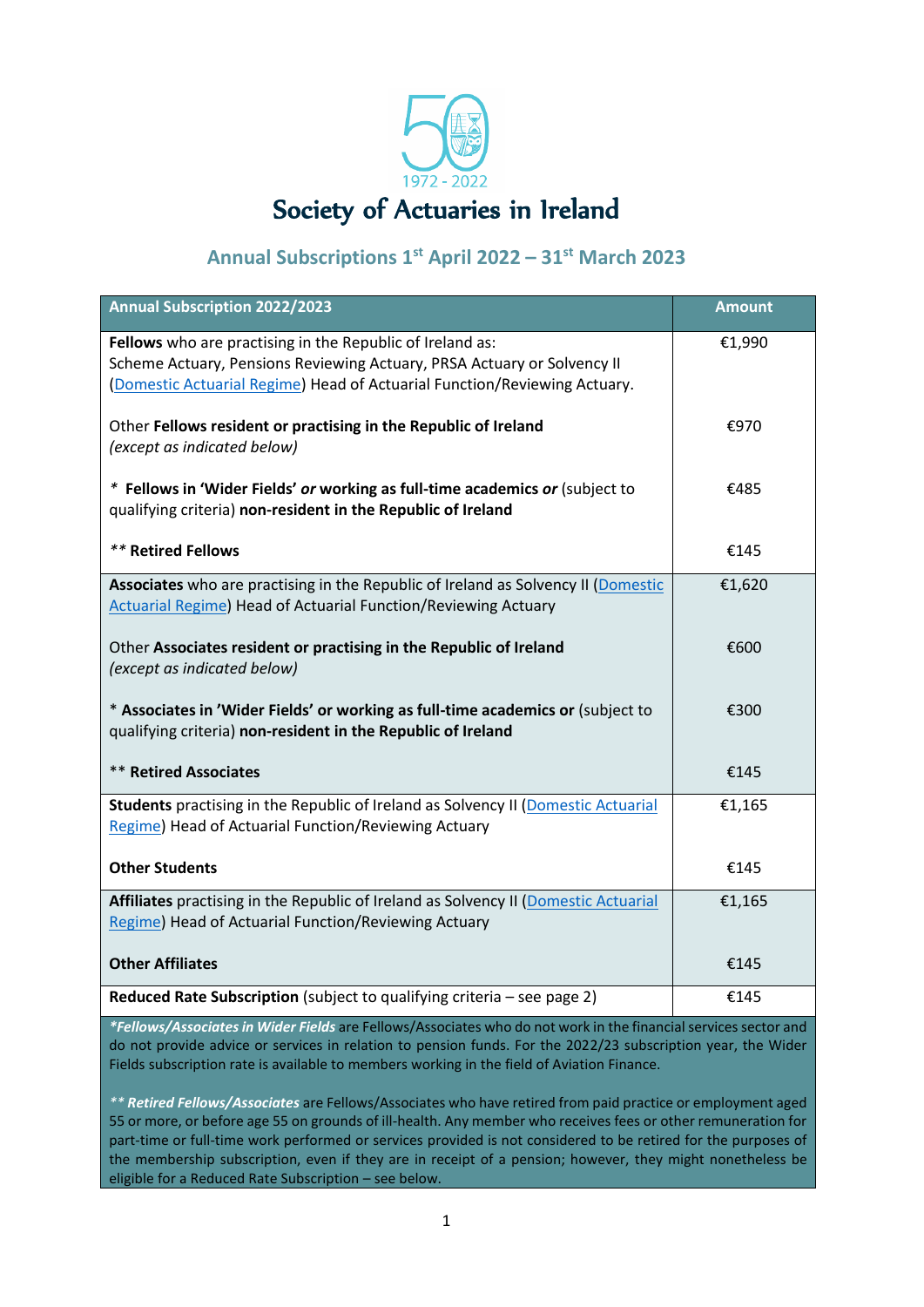1972 - 2022

# Society of Actuaries in Ireland

## Annual Subscriptions 1st April 2022 – 31st March 2023

| Annual Subscription 2022/2023 | Amount |
|---|---|
| **Fellows** who are practising in the Republic of Ireland as: Scheme Actuary, Pensions Reviewing Actuary, PRSA Actuary or Solvency II (Domestic Actuarial Regime) Head of Actuarial Function/Reviewing Actuary. | €1,990 |
| Other **Fellows resident or practising in the Republic of Ireland** *(except as indicated below)* | €970 |
| * **Fellows in 'Wider Fields'** ***or*** **working as full-time academics** ***or*** (subject to qualifying criteria) **non-resident in the Republic of Ireland** | €485 |
| ** **Retired Fellows** | €145 |
| **Associates** who are practising in the Republic of Ireland as Solvency II (Domestic Actuarial Regime) Head of Actuarial Function/Reviewing Actuary | €1,620 |
| Other **Associates resident or practising in the Republic of Ireland** *(except as indicated below)* | €600 |
| * **Associates in 'Wider Fields' or working as full-time academics or** (subject to qualifying criteria) **non-resident in the Republic of Ireland** | €300 |
| ** **Retired Associates** | €145 |
| **Students** practising in the Republic of Ireland as Solvency II (Domestic Actuarial Regime) Head of Actuarial Function/Reviewing Actuary | €1,165 |
| **Other Students** | €145 |
| **Affiliates** practising in the Republic of Ireland as Solvency II (Domestic Actuarial Regime) Head of Actuarial Function/Reviewing Actuary | €1,165 |
| **Other Affiliates** | €145 |
| **Reduced Rate Subscription** (subject to qualifying criteria – see page 2) | €145 |

***Fellows/Associates in Wider Fields*** are Fellows/Associates who do not work in the financial services sector and do not provide advice or services in relation to pension funds. For the 2022/23 subscription year, the Wider Fields subscription rate is available to members working in the field of Aviation Finance.

***\*\* Retired Fellows/Associates*** are Fellows/Associates who have retired from paid practice or employment aged 55 or more, or before age 55 on grounds of ill-health. Any member who receives fees or other remuneration for part-time or full-time work performed or services provided is not considered to be retired for the purposes of the membership subscription, even if they are in receipt of a pension; however, they might nonetheless be eligible for a Reduced Rate Subscription – see below.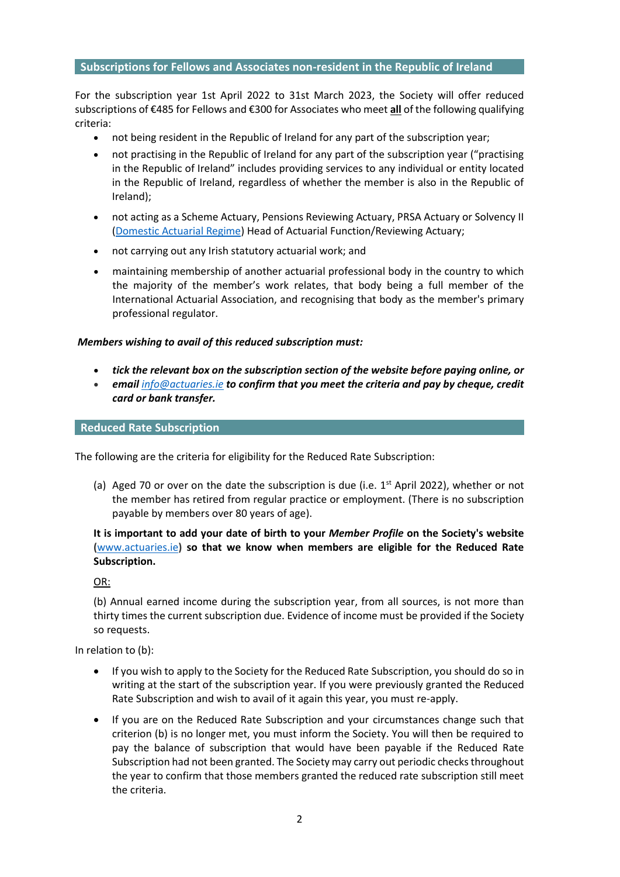## Subscriptions for Fellows and Associates non-resident in the Republic of Ireland

For the subscription year 1st April 2022 to 31st March 2023, the Society will offer reduced subscriptions of €485 for Fellows and €300 for Associates who meet **all** of the following qualifying criteria:

- not being resident in the Republic of Ireland for any part of the subscription year;
- not practising in the Republic of Ireland for any part of the subscription year ("practising in the Republic of Ireland" includes providing services to any individual or entity located in the Republic of Ireland, regardless of whether the member is also in the Republic of Ireland);
- not acting as a Scheme Actuary, Pensions Reviewing Actuary, PRSA Actuary or Solvency II (Domestic Actuarial Regime) Head of Actuarial Function/Reviewing Actuary;
- not carrying out any Irish statutory actuarial work; and
- maintaining membership of another actuarial professional body in the country to which the majority of the member's work relates, that body being a full member of the International Actuarial Association, and recognising that body as the member's primary professional regulator.

***Members wishing to avail of this reduced subscription must:***

- ***tick the relevant box on the subscription section of the website before paying online, or***
- ***email info@actuaries.ie to confirm that you meet the criteria and pay by cheque, credit card or bank transfer.***

## Reduced Rate Subscription

The following are the criteria for eligibility for the Reduced Rate Subscription:

(a) Aged 70 or over on the date the subscription is due (i.e. 1st April 2022), whether or not the member has retired from regular practice or employment. (There is no subscription payable by members over 80 years of age).

**It is important to add your date of birth to your *Member Profile* on the Society's website (www.actuaries.ie) so that we know when members are eligible for the Reduced Rate Subscription.**

OR:

(b) Annual earned income during the subscription year, from all sources, is not more than thirty times the current subscription due. Evidence of income must be provided if the Society so requests.

In relation to (b):

- If you wish to apply to the Society for the Reduced Rate Subscription, you should do so in writing at the start of the subscription year. If you were previously granted the Reduced Rate Subscription and wish to avail of it again this year, you must re-apply.
- If you are on the Reduced Rate Subscription and your circumstances change such that criterion (b) is no longer met, you must inform the Society. You will then be required to pay the balance of subscription that would have been payable if the Reduced Rate Subscription had not been granted. The Society may carry out periodic checks throughout the year to confirm that those members granted the reduced rate subscription still meet the criteria.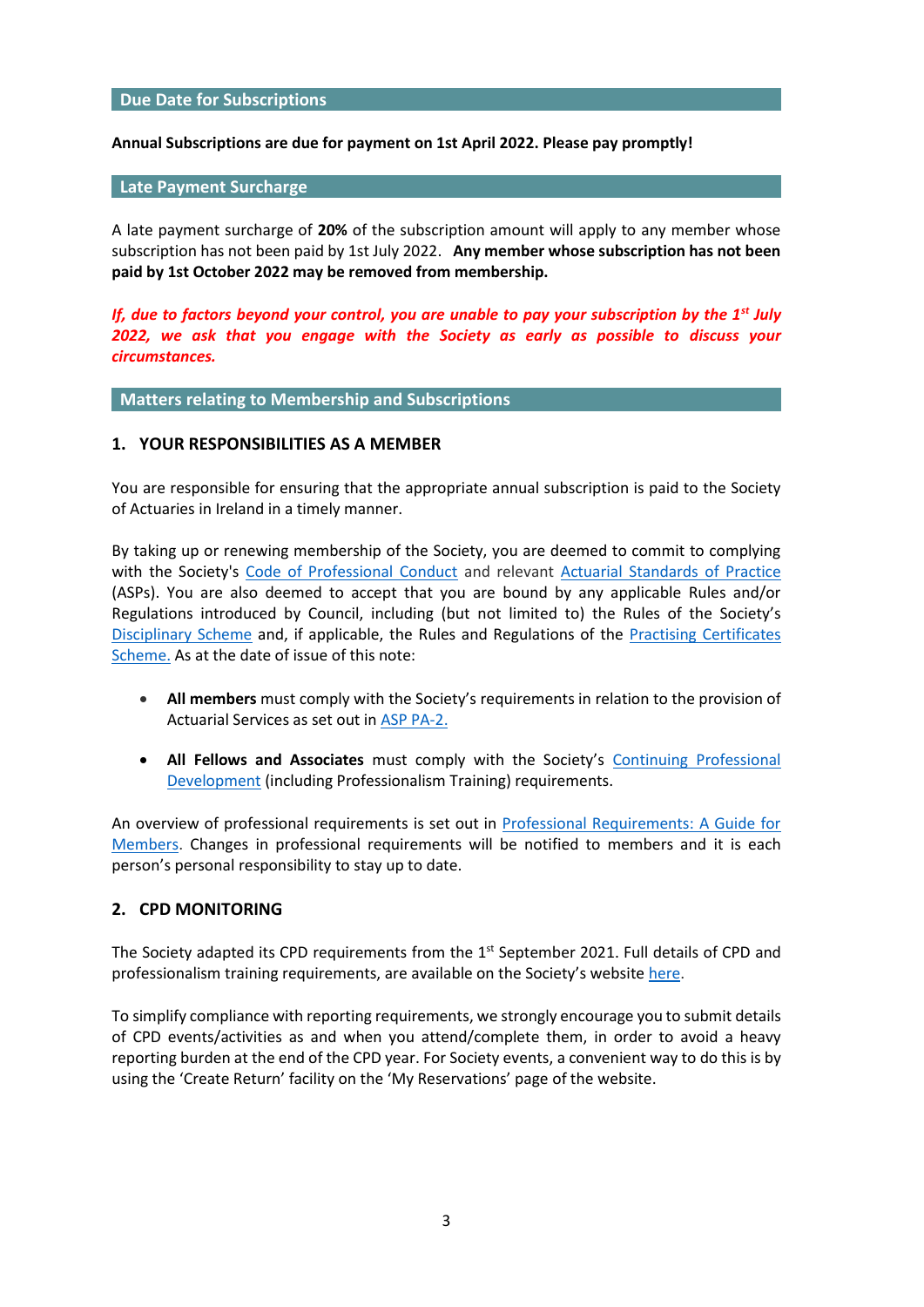## Due Date for Subscriptions

**Annual Subscriptions are due for payment on 1st April 2022. Please pay promptly!**

## Late Payment Surcharge

A late payment surcharge of **20%** of the subscription amount will apply to any member whose subscription has not been paid by 1st July 2022. **Any member whose subscription has not been paid by 1st October 2022 may be removed from membership.**

***If, due to factors beyond your control, you are unable to pay your subscription by the 1st July 2022, we ask that you engage with the Society as early as possible to discuss your circumstances.***

## Matters relating to Membership and Subscriptions

### 1. YOUR RESPONSIBILITIES AS A MEMBER

You are responsible for ensuring that the appropriate annual subscription is paid to the Society of Actuaries in Ireland in a timely manner.

By taking up or renewing membership of the Society, you are deemed to commit to complying with the Society's Code of Professional Conduct and relevant Actuarial Standards of Practice (ASPs). You are also deemed to accept that you are bound by any applicable Rules and/or Regulations introduced by Council, including (but not limited to) the Rules of the Society's Disciplinary Scheme and, if applicable, the Rules and Regulations of the Practising Certificates Scheme. As at the date of issue of this note:

- **All members** must comply with the Society's requirements in relation to the provision of Actuarial Services as set out in ASP PA-2.
- **All Fellows and Associates** must comply with the Society's Continuing Professional Development (including Professionalism Training) requirements.

An overview of professional requirements is set out in Professional Requirements: A Guide for Members. Changes in professional requirements will be notified to members and it is each person's personal responsibility to stay up to date.

### 2. CPD MONITORING

The Society adapted its CPD requirements from the 1st September 2021. Full details of CPD and professionalism training requirements, are available on the Society's website here.

To simplify compliance with reporting requirements, we strongly encourage you to submit details of CPD events/activities as and when you attend/complete them, in order to avoid a heavy reporting burden at the end of the CPD year. For Society events, a convenient way to do this is by using the 'Create Return' facility on the 'My Reservations' page of the website.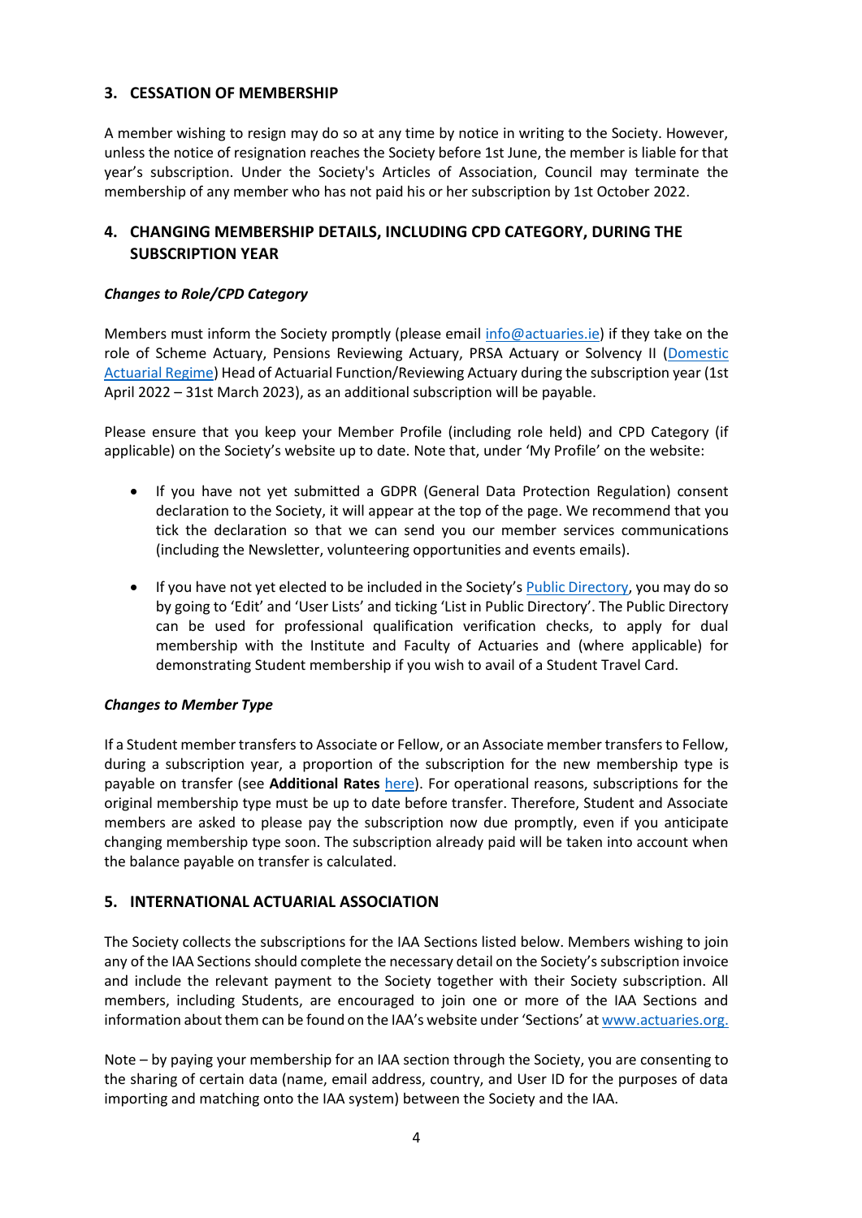## 3. CESSATION OF MEMBERSHIP

A member wishing to resign may do so at any time by notice in writing to the Society. However, unless the notice of resignation reaches the Society before 1st June, the member is liable for that year's subscription. Under the Society's Articles of Association, Council may terminate the membership of any member who has not paid his or her subscription by 1st October 2022.

## 4. CHANGING MEMBERSHIP DETAILS, INCLUDING CPD CATEGORY, DURING THE SUBSCRIPTION YEAR

***Changes to Role/CPD Category***

Members must inform the Society promptly (please email info@actuaries.ie) if they take on the role of Scheme Actuary, Pensions Reviewing Actuary, PRSA Actuary or Solvency II (Domestic Actuarial Regime) Head of Actuarial Function/Reviewing Actuary during the subscription year (1st April 2022 – 31st March 2023), as an additional subscription will be payable.

Please ensure that you keep your Member Profile (including role held) and CPD Category (if applicable) on the Society's website up to date. Note that, under 'My Profile' on the website:

- If you have not yet submitted a GDPR (General Data Protection Regulation) consent declaration to the Society, it will appear at the top of the page. We recommend that you tick the declaration so that we can send you our member services communications (including the Newsletter, volunteering opportunities and events emails).
- If you have not yet elected to be included in the Society's Public Directory, you may do so by going to 'Edit' and 'User Lists' and ticking 'List in Public Directory'. The Public Directory can be used for professional qualification verification checks, to apply for dual membership with the Institute and Faculty of Actuaries and (where applicable) for demonstrating Student membership if you wish to avail of a Student Travel Card.

***Changes to Member Type***

If a Student member transfers to Associate or Fellow, or an Associate member transfers to Fellow, during a subscription year, a proportion of the subscription for the new membership type is payable on transfer (see **Additional Rates** here). For operational reasons, subscriptions for the original membership type must be up to date before transfer. Therefore, Student and Associate members are asked to please pay the subscription now due promptly, even if you anticipate changing membership type soon. The subscription already paid will be taken into account when the balance payable on transfer is calculated.

## 5. INTERNATIONAL ACTUARIAL ASSOCIATION

The Society collects the subscriptions for the IAA Sections listed below. Members wishing to join any of the IAA Sections should complete the necessary detail on the Society's subscription invoice and include the relevant payment to the Society together with their Society subscription. All members, including Students, are encouraged to join one or more of the IAA Sections and information about them can be found on the IAA's website under 'Sections' at www.actuaries.org.

Note – by paying your membership for an IAA section through the Society, you are consenting to the sharing of certain data (name, email address, country, and User ID for the purposes of data importing and matching onto the IAA system) between the Society and the IAA.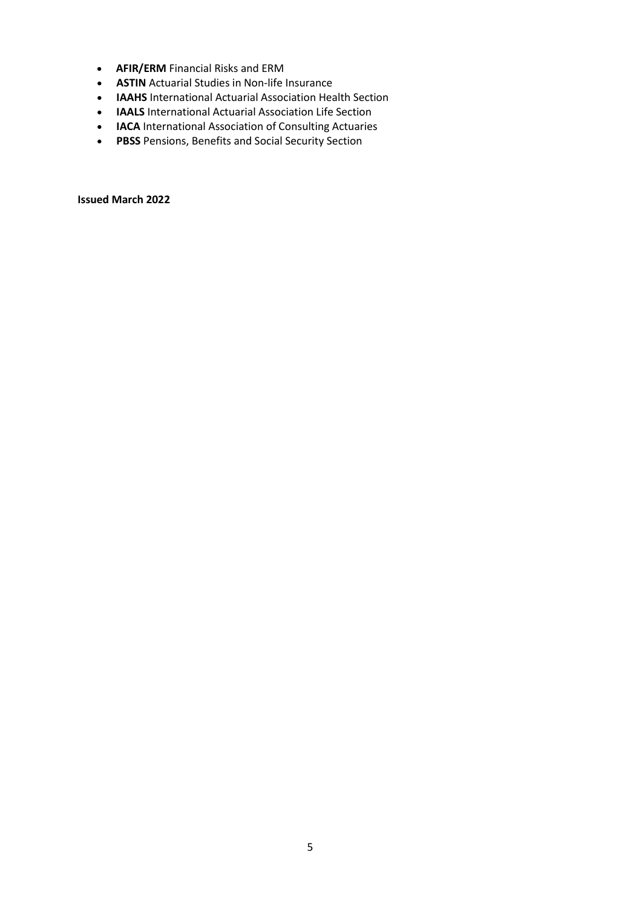- **AFIR/ERM** Financial Risks and ERM
- **ASTIN** Actuarial Studies in Non-life Insurance
- **IAAHS** International Actuarial Association Health Section
- **IAALS** International Actuarial Association Life Section
- **IACA** International Association of Consulting Actuaries
- **PBSS** Pensions, Benefits and Social Security Section

**Issued March 2022**